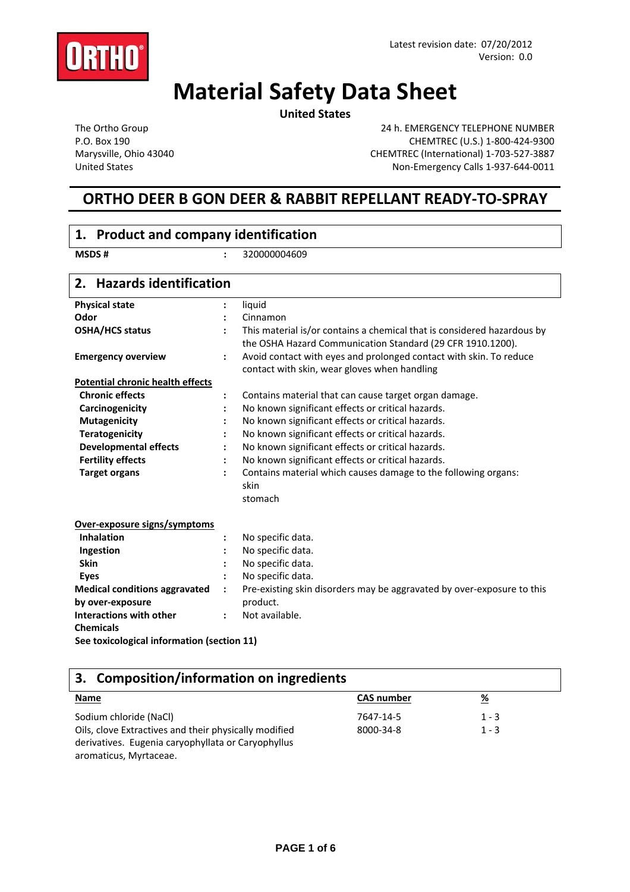Latest revision date: 07/20/2012
Version: 0.0

# Material Safety Data Sheet

**United States**

The Ortho Group
P.O. Box 190
Marysville, Ohio 43040
United States

24 h. EMERGENCY TELEPHONE NUMBER
CHEMTREC (U.S.) 1-800-424-9300
CHEMTREC (International) 1-703-527-3887
Non-Emergency Calls 1-937-644-0011

## ORTHO DEER B GON DEER & RABBIT REPELLANT READY-TO-SPRAY

## 1. Product and company identification

**MSDS #** : 320000004609

## 2. Hazards identification

**Physical state** : liquid

**Odor** : Cinnamon

**OSHA/HCS status** : This material is/or contains a chemical that is considered hazardous by the OSHA Hazard Communication Standard (29 CFR 1910.1200).

**Emergency overview** : Avoid contact with eyes and prolonged contact with skin. To reduce contact with skin, wear gloves when handling

**Potential chronic health effects**

- **Chronic effects** : Contains material that can cause target organ damage.
- **Carcinogenicity** : No known significant effects or critical hazards.
- **Mutagenicity** : No known significant effects or critical hazards.
- **Teratogenicity** : No known significant effects or critical hazards.
- **Developmental effects** : No known significant effects or critical hazards.
- **Fertility effects** : No known significant effects or critical hazards.
- **Target organs** : Contains material which causes damage to the following organs:
  skin
  stomach

**Over-exposure signs/symptoms**

- **Inhalation** : No specific data.
- **Ingestion** : No specific data.
- **Skin** : No specific data.
- **Eyes** : No specific data.

**Medical conditions aggravated by over-exposure** : Pre-existing skin disorders may be aggravated by over-exposure to this product.

**Interactions with other Chemicals** : Not available.

**See toxicological information (section 11)**

## 3. Composition/information on ingredients

| Name | CAS number | % |
|---|---|---|
| Sodium chloride (NaCl) | 7647-14-5 | 1 - 3 |
| Oils, clove Extractives and their physically modified derivatives. Eugenia caryophyllata or Caryophyllus aromaticus, Myrtaceae. | 8000-34-8 | 1 - 3 |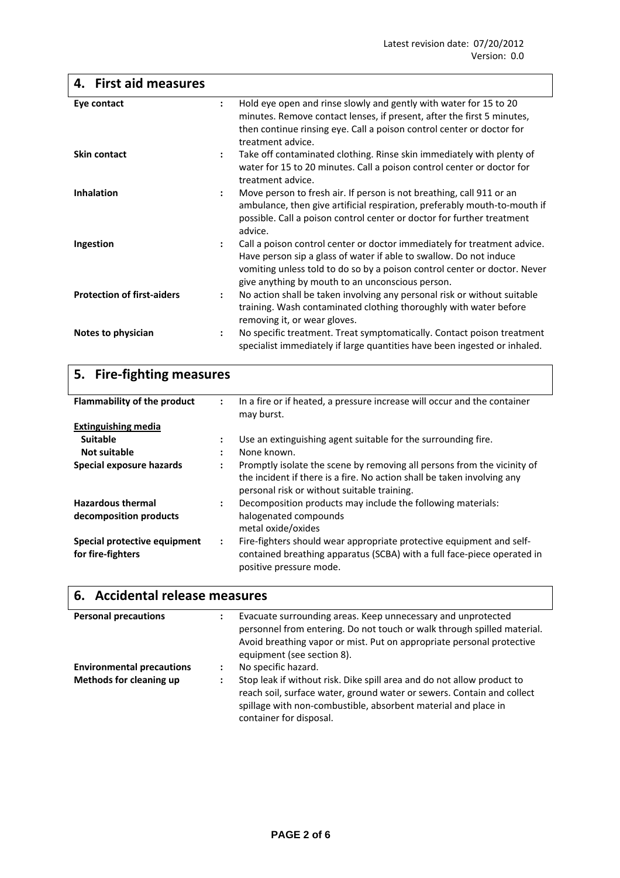Latest revision date: 07/20/2012
Version: 0.0

## 4. First aid measures

| | | |
|---|---|---|
| **Eye contact** | : | Hold eye open and rinse slowly and gently with water for 15 to 20 minutes. Remove contact lenses, if present, after the first 5 minutes, then continue rinsing eye. Call a poison control center or doctor for treatment advice. |
| **Skin contact** | : | Take off contaminated clothing. Rinse skin immediately with plenty of water for 15 to 20 minutes. Call a poison control center or doctor for treatment advice. |
| **Inhalation** | : | Move person to fresh air. If person is not breathing, call 911 or an ambulance, then give artificial respiration, preferably mouth-to-mouth if possible. Call a poison control center or doctor for further treatment advice. |
| **Ingestion** | : | Call a poison control center or doctor immediately for treatment advice. Have person sip a glass of water if able to swallow. Do not induce vomiting unless told to do so by a poison control center or doctor. Never give anything by mouth to an unconscious person. |
| **Protection of first-aiders** | : | No action shall be taken involving any personal risk or without suitable training. Wash contaminated clothing thoroughly with water before removing it, or wear gloves. |
| **Notes to physician** | : | No specific treatment. Treat symptomatically. Contact poison treatment specialist immediately if large quantities have been ingested or inhaled. |

## 5. Fire-fighting measures

| | | |
|---|---|---|
| **Flammability of the product** | : | In a fire or if heated, a pressure increase will occur and the container may burst. |
| **<u>Extinguishing media</u>** | | |
| **Suitable** | : | Use an extinguishing agent suitable for the surrounding fire. |
| **Not suitable** | : | None known. |
| **Special exposure hazards** | : | Promptly isolate the scene by removing all persons from the vicinity of the incident if there is a fire. No action shall be taken involving any personal risk or without suitable training. |
| **Hazardous thermal decomposition products** | : | Decomposition products may include the following materials: halogenated compounds metal oxide/oxides |
| **Special protective equipment for fire-fighters** | : | Fire-fighters should wear appropriate protective equipment and self-contained breathing apparatus (SCBA) with a full face-piece operated in positive pressure mode. |

## 6. Accidental release measures

| | | |
|---|---|---|
| **Personal precautions** | : | Evacuate surrounding areas. Keep unnecessary and unprotected personnel from entering. Do not touch or walk through spilled material. Avoid breathing vapor or mist. Put on appropriate personal protective equipment (see section 8). |
| **Environmental precautions** | : | No specific hazard. |
| **Methods for cleaning up** | : | Stop leak if without risk. Dike spill area and do not allow product to reach soil, surface water, ground water or sewers. Contain and collect spillage with non-combustible, absorbent material and place in container for disposal. |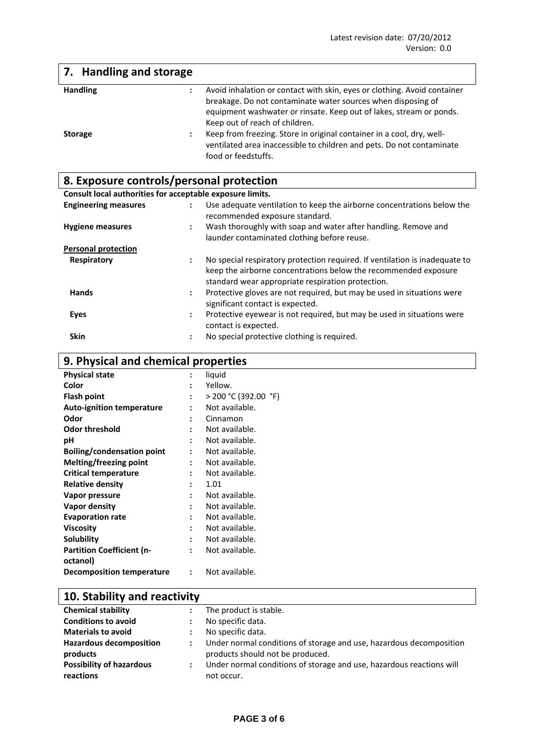Latest revision date: 07/20/2012
Version: 0.0

## 7. Handling and storage

| | | |
|---|---|---|
| **Handling** | : | Avoid inhalation or contact with skin, eyes or clothing. Avoid container breakage. Do not contaminate water sources when disposing of equipment washwater or rinsate. Keep out of lakes, stream or ponds. Keep out of reach of children. |
| **Storage** | : | Keep from freezing. Store in original container in a cool, dry, well-ventilated area inaccessible to children and pets. Do not contaminate food or feedstuffs. |

## 8. Exposure controls/personal protection

**Consult local authorities for acceptable exposure limits.**

| | | |
|---|---|---|
| **Engineering measures** | : | Use adequate ventilation to keep the airborne concentrations below the recommended exposure standard. |
| **Hygiene measures** | : | Wash thoroughly with soap and water after handling. Remove and launder contaminated clothing before reuse. |
| **Personal protection** | | |
| **Respiratory** | : | No special respiratory protection required. If ventilation is inadequate to keep the airborne concentrations below the recommended exposure standard wear appropriate respiration protection. |
| **Hands** | : | Protective gloves are not required, but may be used in situations were significant contact is expected. |
| **Eyes** | : | Protective eyewear is not required, but may be used in situations were contact is expected. |
| **Skin** | : | No special protective clothing is required. |

## 9. Physical and chemical properties

| | | |
|---|---|---|
| **Physical state** | : | liquid |
| **Color** | : | Yellow. |
| **Flash point** | : | > 200 °C (392.00 °F) |
| **Auto-ignition temperature** | : | Not available. |
| **Odor** | : | Cinnamon |
| **Odor threshold** | : | Not available. |
| **pH** | : | Not available. |
| **Boiling/condensation point** | : | Not available. |
| **Melting/freezing point** | : | Not available. |
| **Critical temperature** | : | Not available. |
| **Relative density** | : | 1.01 |
| **Vapor pressure** | : | Not available. |
| **Vapor density** | : | Not available. |
| **Evaporation rate** | : | Not available. |
| **Viscosity** | : | Not available. |
| **Solubility** | : | Not available. |
| **Partition Coefficient (n-octanol)** | : | Not available. |
| **Decomposition temperature** | : | Not available. |

## 10. Stability and reactivity

| | | |
|---|---|---|
| **Chemical stability** | : | The product is stable. |
| **Conditions to avoid** | : | No specific data. |
| **Materials to avoid** | : | No specific data. |
| **Hazardous decomposition products** | : | Under normal conditions of storage and use, hazardous decomposition products should not be produced. |
| **Possibility of hazardous reactions** | : | Under normal conditions of storage and use, hazardous reactions will not occur. |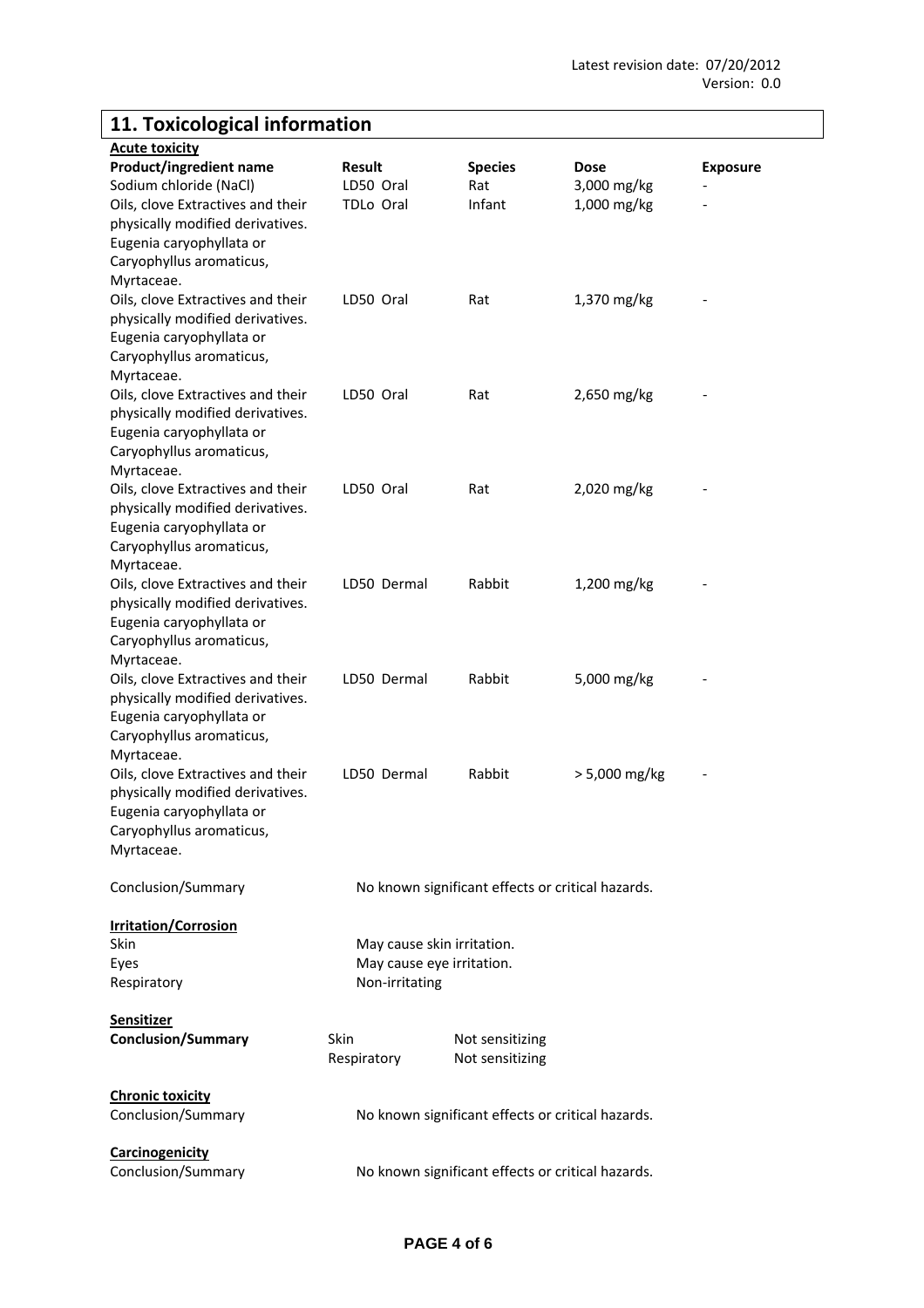## 11. Toxicological information

**Acute toxicity**

| Product/ingredient name | Result | Species | Dose | Exposure |
|---|---|---|---|---|
| Sodium chloride (NaCl) | LD50 Oral | Rat | 3,000 mg/kg | - |
| Oils, clove Extractives and their physically modified derivatives. Eugenia caryophyllata or Caryophyllus aromaticus, Myrtaceae. | TDLo Oral | Infant | 1,000 mg/kg | - |
| Oils, clove Extractives and their physically modified derivatives. Eugenia caryophyllata or Caryophyllus aromaticus, Myrtaceae. | LD50 Oral | Rat | 1,370 mg/kg | - |
| Oils, clove Extractives and their physically modified derivatives. Eugenia caryophyllata or Caryophyllus aromaticus, Myrtaceae. | LD50 Oral | Rat | 2,650 mg/kg | - |
| Oils, clove Extractives and their physically modified derivatives. Eugenia caryophyllata or Caryophyllus aromaticus, Myrtaceae. | LD50 Oral | Rat | 2,020 mg/kg | - |
| Oils, clove Extractives and their physically modified derivatives. Eugenia caryophyllata or Caryophyllus aromaticus, Myrtaceae. | LD50 Dermal | Rabbit | 1,200 mg/kg | - |
| Oils, clove Extractives and their physically modified derivatives. Eugenia caryophyllata or Caryophyllus aromaticus, Myrtaceae. | LD50 Dermal | Rabbit | 5,000 mg/kg | - |
| Oils, clove Extractives and their physically modified derivatives. Eugenia caryophyllata or Caryophyllus aromaticus, Myrtaceae. | LD50 Dermal | Rabbit | > 5,000 mg/kg | - |

Conclusion/Summary: No known significant effects or critical hazards.

**Irritation/Corrosion**

Skin: May cause skin irritation.
Eyes: May cause eye irritation.
Respiratory: Non-irritating

**Sensitizer**

**Conclusion/Summary**
Skin: Not sensitizing
Respiratory: Not sensitizing

**Chronic toxicity**

Conclusion/Summary: No known significant effects or critical hazards.

**Carcinogenicity**

Conclusion/Summary: No known significant effects or critical hazards.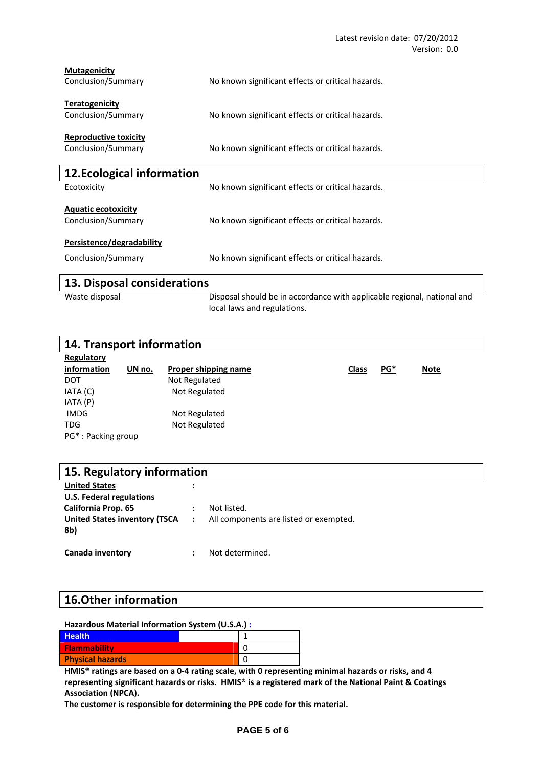**Mutagenicity**

| | |
|---|---|
| Conclusion/Summary | No known significant effects or critical hazards. |

**Teratogenicity**

| | |
|---|---|
| Conclusion/Summary | No known significant effects or critical hazards. |

**Reproductive toxicity**

| | |
|---|---|
| Conclusion/Summary | No known significant effects or critical hazards. |

## 12.Ecological information

| | |
|---|---|
| Ecotoxicity | No known significant effects or critical hazards. |

**Aquatic ecotoxicity**

| | |
|---|---|
| Conclusion/Summary | No known significant effects or critical hazards. |

**Persistence/degradability**

| | |
|---|---|
| Conclusion/Summary | No known significant effects or critical hazards. |

## 13. Disposal considerations

| | |
|---|---|
| Waste disposal | Disposal should be in accordance with applicable regional, national and local laws and regulations. |

## 14. Transport information

| Regulatory information | UN no. | Proper shipping name | Class | PG* | Note |
|---|---|---|---|---|---|
| DOT | | Not Regulated | | | |
| IATA (C) | | Not Regulated | | | |
| IATA (P) | | | | | |
| IMDG | | Not Regulated | | | |
| TDG | | Not Regulated | | | |

PG* : Packing group

## 15. Regulatory information

**United States** :

**U.S. Federal regulations**

| | | |
|---|---|---|
| **California Prop. 65** | : | Not listed. |
| **United States inventory (TSCA 8b)** | : | All components are listed or exempted. |
| **Canada inventory** | : | Not determined. |

## 16.Other information

**Hazardous Material Information System (U.S.A.) :**

| | |
|---|---|
| Health | 1 |
| Flammability | 0 |
| Physical hazards | 0 |

**HMIS® ratings are based on a 0-4 rating scale, with 0 representing minimal hazards or risks, and 4 representing significant hazards or risks. HMIS® is a registered mark of the National Paint & Coatings Association (NPCA).**

**The customer is responsible for determining the PPE code for this material.**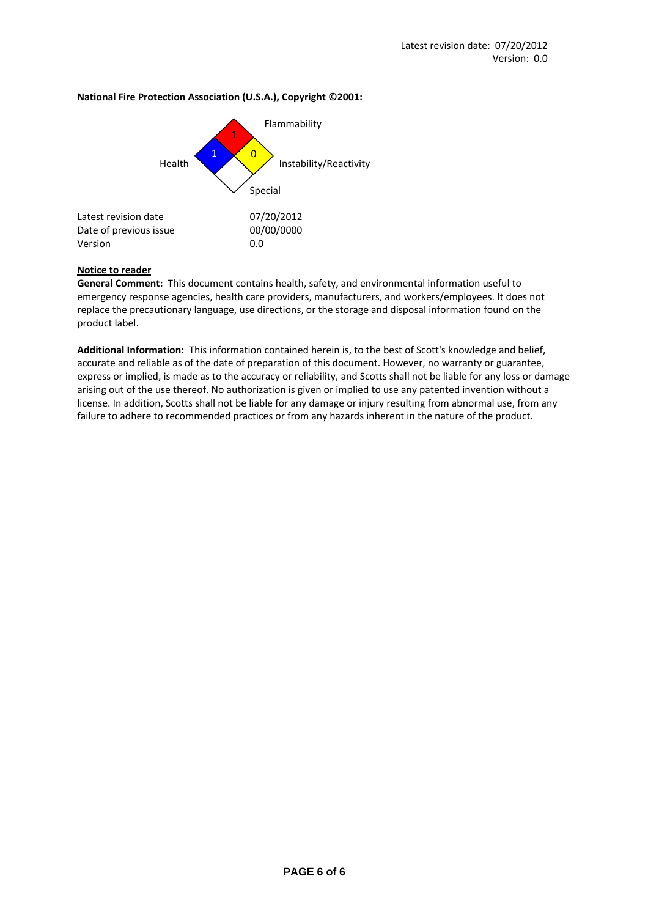**National Fire Protection Association (U.S.A.), Copyright ©2001:**

Flammability

1

Health 1

0 Instability/Reactivity

Special

| | |
|---|---|
| Latest revision date | 07/20/2012 |
| Date of previous issue | 00/00/0000 |
| Version | 0.0 |

**Notice to reader**

**General Comment:** This document contains health, safety, and environmental information useful to emergency response agencies, health care providers, manufacturers, and workers/employees. It does not replace the precautionary language, use directions, or the storage and disposal information found on the product label.

**Additional Information:** This information contained herein is, to the best of Scott's knowledge and belief, accurate and reliable as of the date of preparation of this document. However, no warranty or guarantee, express or implied, is made as to the accuracy or reliability, and Scotts shall not be liable for any loss or damage arising out of the use thereof. No authorization is given or implied to use any patented invention without a license. In addition, Scotts shall not be liable for any damage or injury resulting from abnormal use, from any failure to adhere to recommended practices or from any hazards inherent in the nature of the product.